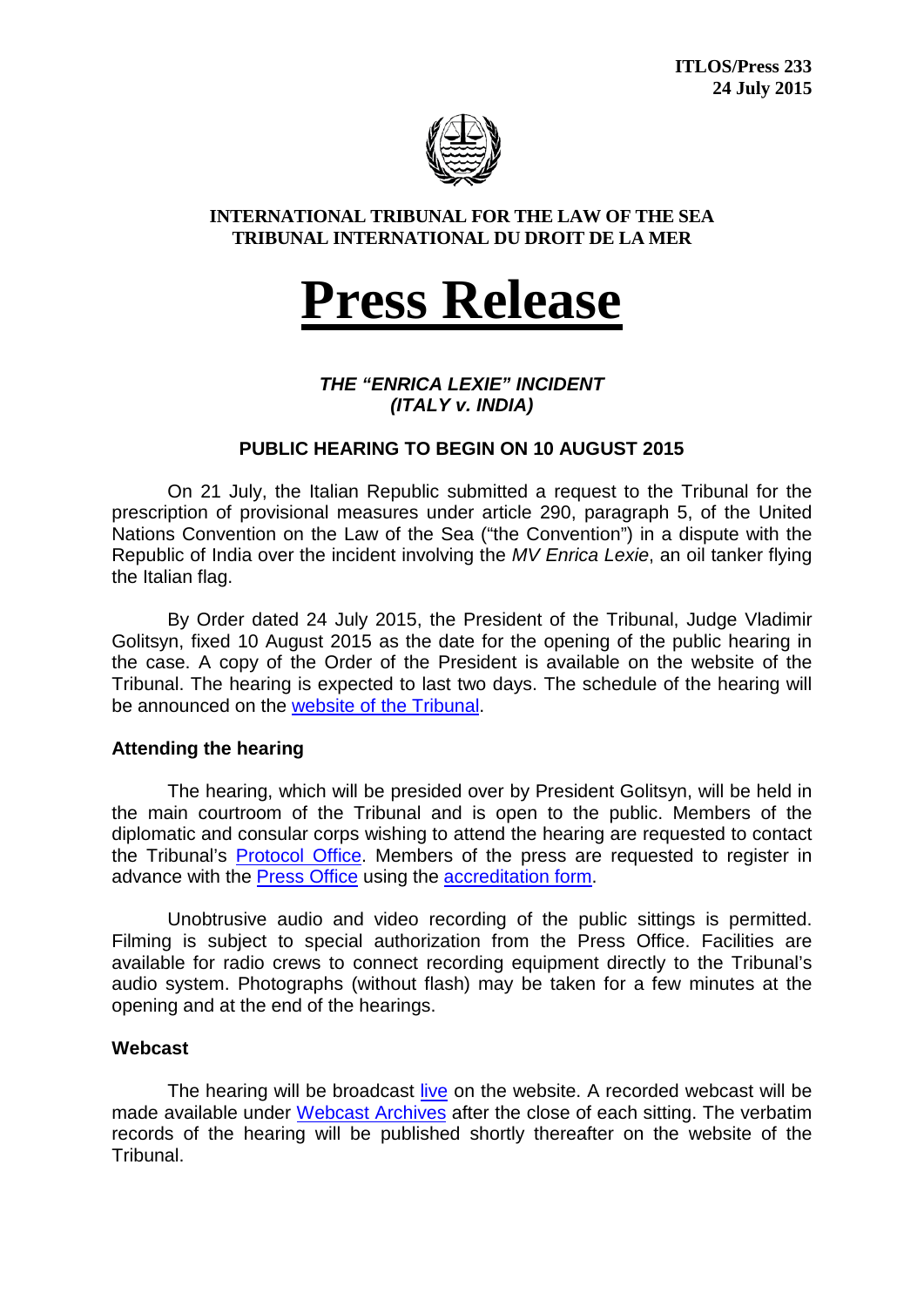**ITLOS/Press 233**
**24 July 2015**

**INTERNATIONAL TRIBUNAL FOR THE LAW OF THE SEA**
**TRIBUNAL INTERNATIONAL DU DROIT DE LA MER**

# Press Release

### *THE "ENRICA LEXIE" INCIDENT (ITALY v. INDIA)*

### PUBLIC HEARING TO BEGIN ON 10 AUGUST 2015

On 21 July, the Italian Republic submitted a request to the Tribunal for the prescription of provisional measures under article 290, paragraph 5, of the United Nations Convention on the Law of the Sea ("the Convention") in a dispute with the Republic of India over the incident involving the *MV Enrica Lexie*, an oil tanker flying the Italian flag.

By Order dated 24 July 2015, the President of the Tribunal, Judge Vladimir Golitsyn, fixed 10 August 2015 as the date for the opening of the public hearing in the case. A copy of the Order of the President is available on the website of the Tribunal. The hearing is expected to last two days. The schedule of the hearing will be announced on the website of the Tribunal.

**Attending the hearing**

The hearing, which will be presided over by President Golitsyn, will be held in the main courtroom of the Tribunal and is open to the public. Members of the diplomatic and consular corps wishing to attend the hearing are requested to contact the Tribunal's Protocol Office. Members of the press are requested to register in advance with the Press Office using the accreditation form.

Unobtrusive audio and video recording of the public sittings is permitted. Filming is subject to special authorization from the Press Office. Facilities are available for radio crews to connect recording equipment directly to the Tribunal's audio system. Photographs (without flash) may be taken for a few minutes at the opening and at the end of the hearings.

**Webcast**

The hearing will be broadcast live on the website. A recorded webcast will be made available under Webcast Archives after the close of each sitting. The verbatim records of the hearing will be published shortly thereafter on the website of the Tribunal.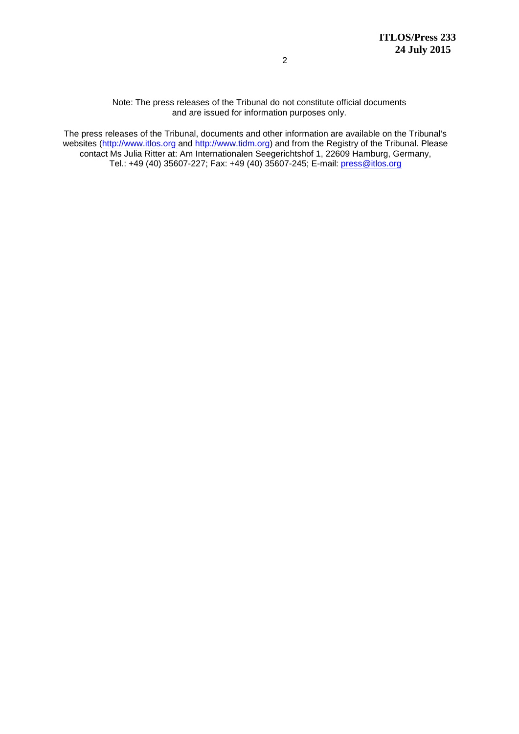Note: The press releases of the Tribunal do not constitute official documents and are issued for information purposes only.

The press releases of the Tribunal, documents and other information are available on the Tribunal's websites (http://www.itlos.org and http://www.tidm.org) and from the Registry of the Tribunal. Please contact Ms Julia Ritter at: Am Internationalen Seegerichtshof 1, 22609 Hamburg, Germany, Tel.: +49 (40) 35607-227; Fax: +49 (40) 35607-245; E-mail: press@itlos.org